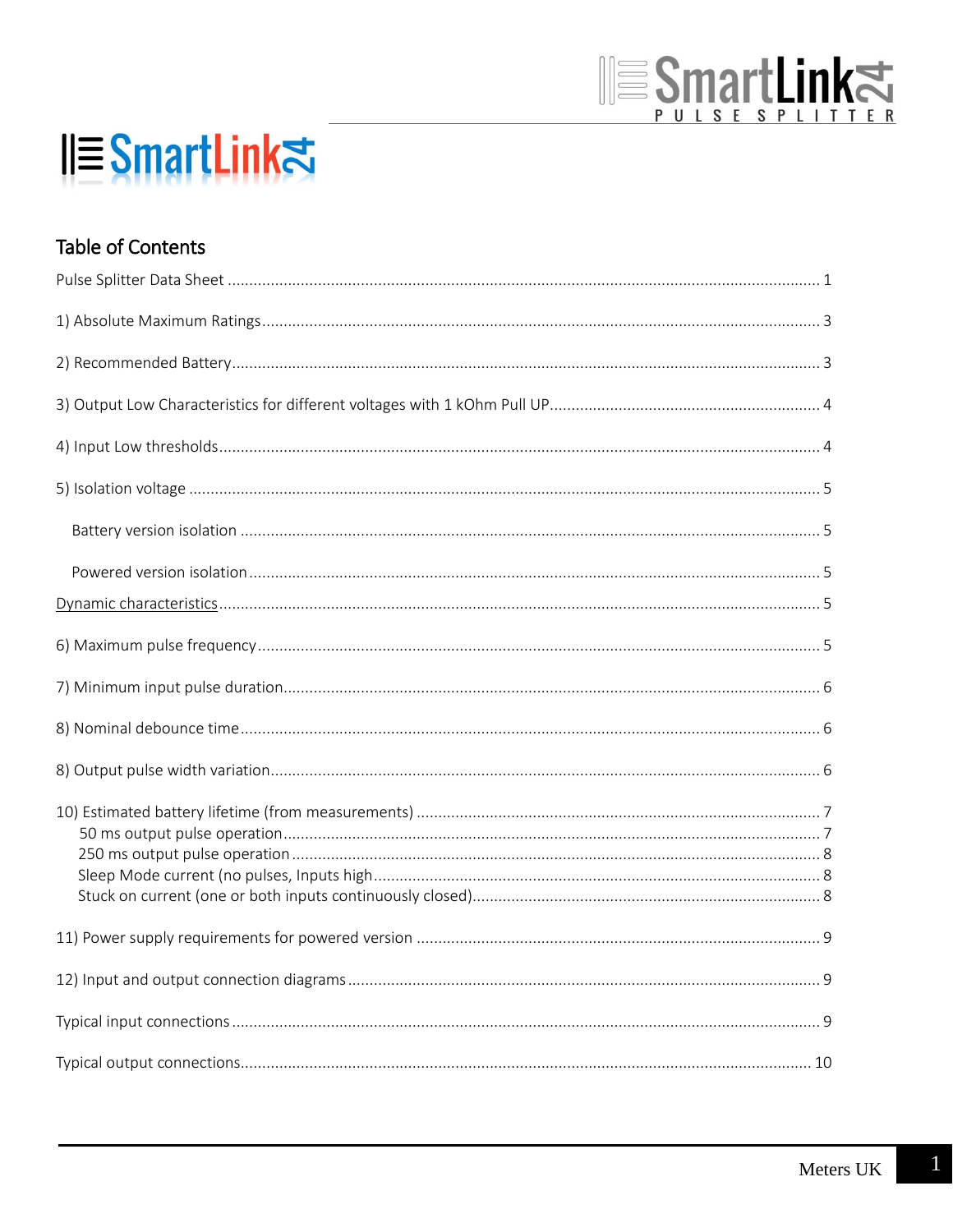SmartLink24

## Table of Contents

Pulse Splitter Data Sheet ........................................................................................................................ 1

1) Absolute Maximum Ratings ................................................................................................................. 3

2) Recommended Battery ........................................................................................................................ 3

3) Output Low Characteristics for different voltages with 1 kOhm Pull UP .............................................................. 4

4) Input Low thresholds ........................................................................................................................... 4

5) Isolation voltage .................................................................................................................................. 5

- Battery version isolation ..................................................................................................................... 5
- Powered version isolation ................................................................................................................... 5

Dynamic characteristics ........................................................................................................................... 5

6) Maximum pulse frequency ................................................................................................................... 5

7) Minimum input pulse duration ............................................................................................................. 6

8) Nominal debounce time ....................................................................................................................... 6

8) Output pulse width variation ............................................................................................................... 6

10) Estimated battery lifetime (from measurements) ............................................................................. 7
- 50 ms output pulse operation ............................................................................................................ 7
- 250 ms output pulse operation .......................................................................................................... 8
- Sleep Mode current (no pulses, Inputs high ....................................................................................... 8
- Stuck on current (one or both inputs continuously closed) ................................................................ 8

11) Power supply requirements for powered version ............................................................................. 9

12) Input and output connection diagrams ............................................................................................. 9

Typical input connections ........................................................................................................................ 9

Typical output connections .................................................................................................................... 10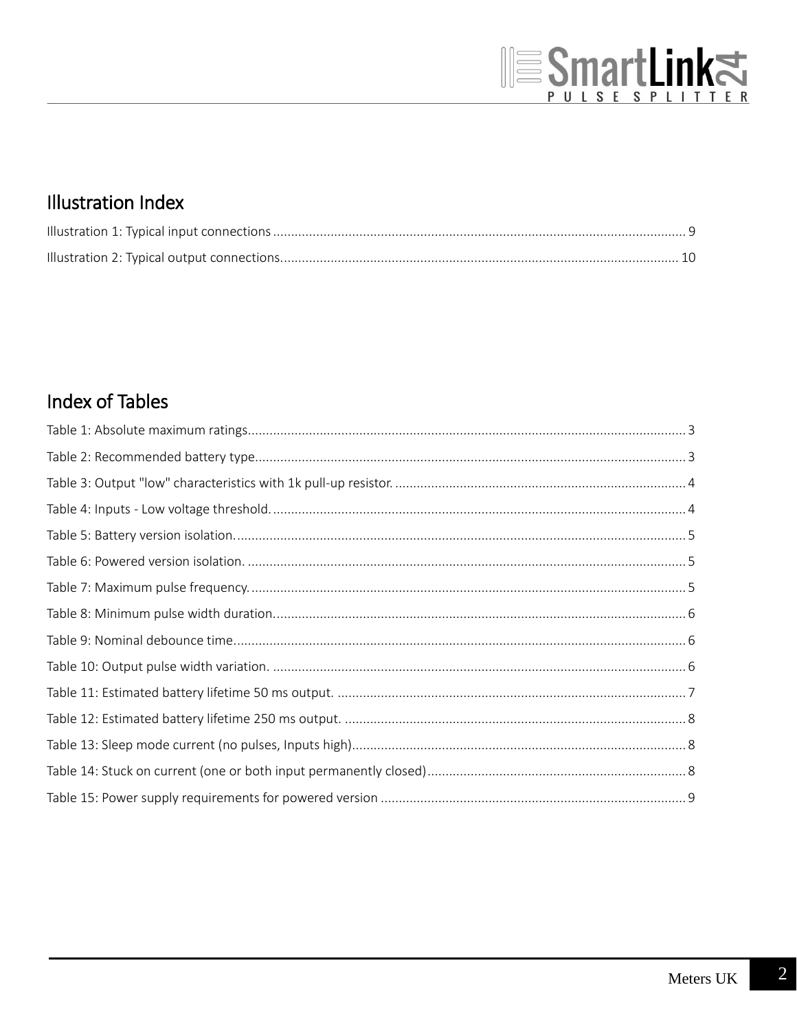## Illustration Index

Illustration 1: Typical input connections ........................................................................................................................ 9

Illustration 2: Typical output connections...................................................................................................................... 10

## Index of Tables

Table 1: Absolute maximum ratings.................................................................................................................................... 3

Table 2: Recommended battery type.................................................................................................................................. 3

Table 3: Output "low" characteristics with 1k pull-up resistor. ......................................................................................... 4

Table 4: Inputs - Low voltage threshold. ............................................................................................................................ 4

Table 5: Battery version isolation. ....................................................................................................................................... 5

Table 6: Powered version isolation. .................................................................................................................................... 5

Table 7: Maximum pulse frequency. ................................................................................................................................... 5

Table 8: Minimum pulse width duration. ............................................................................................................................ 6

Table 9: Nominal debounce time. ....................................................................................................................................... 6

Table 10: Output pulse width variation. ............................................................................................................................. 6

Table 11: Estimated battery lifetime 50 ms output. .......................................................................................................... 7

Table 12: Estimated battery lifetime 250 ms output. ........................................................................................................ 8

Table 13: Sleep mode current (no pulses, Inputs high)...................................................................................................... 8

Table 14: Stuck on current (one or both input permanently closed).................................................................................. 8

Table 15: Power supply requirements for powered version .............................................................................................. 9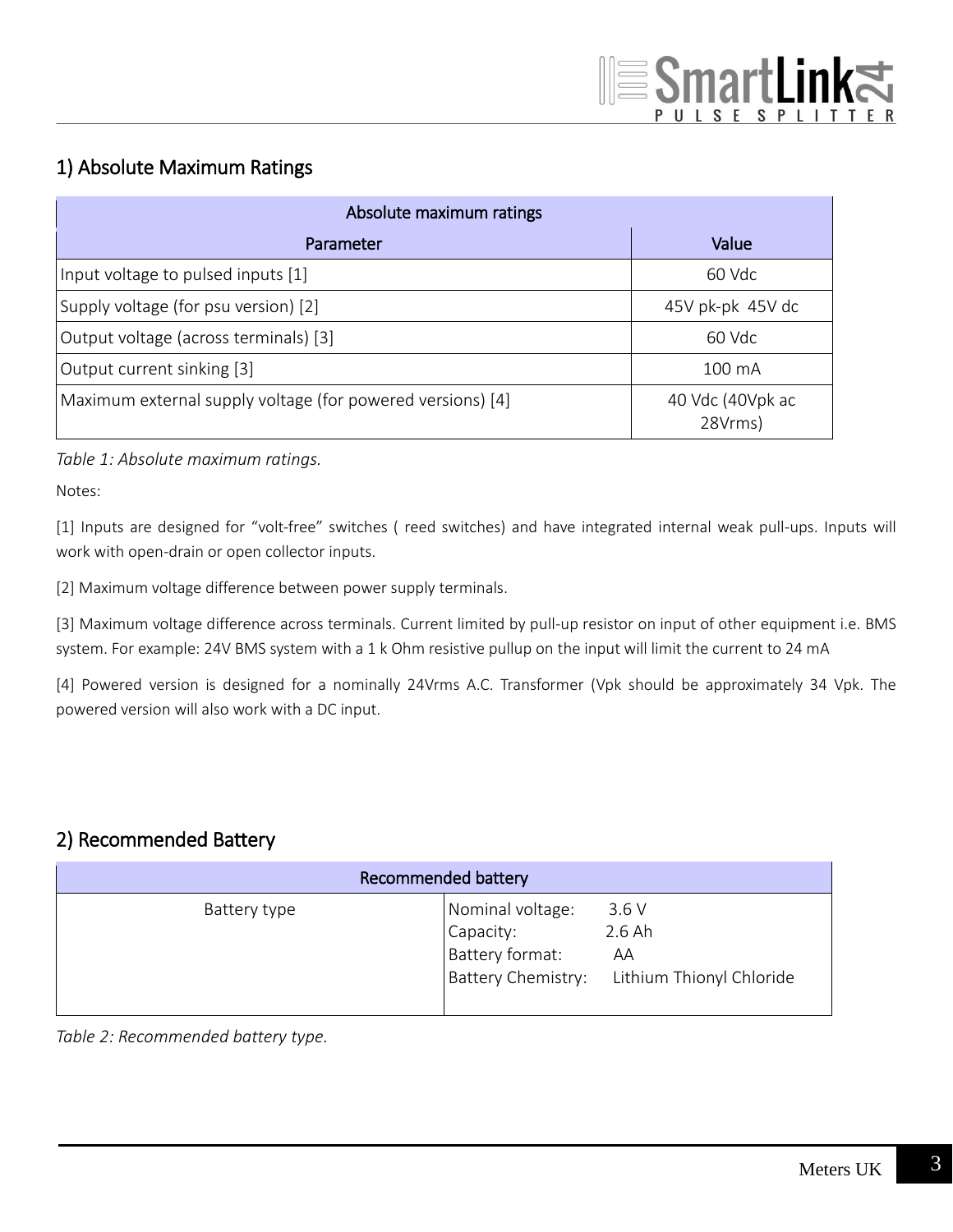## 1) Absolute Maximum Ratings

| Absolute maximum ratings | |
|---|---|
| **Parameter** | **Value** |
| Input voltage to pulsed inputs [1] | 60 Vdc |
| Supply voltage (for psu version) [2] | 45V pk-pk 45V dc |
| Output voltage (across terminals) [3] | 60 Vdc |
| Output current sinking [3] | 100 mA |
| Maximum external supply voltage (for powered versions) [4] | 40 Vdc (40Vpk ac 28Vrms) |

*Table 1: Absolute maximum ratings.*

Notes:

[1] Inputs are designed for “volt-free” switches ( reed switches) and have integrated internal weak pull-ups. Inputs will work with open-drain or open collector inputs.

[2] Maximum voltage difference between power supply terminals.

[3] Maximum voltage difference across terminals. Current limited by pull-up resistor on input of other equipment i.e. BMS system. For example: 24V BMS system with a 1 k Ohm resistive pullup on the input will limit the current to 24 mA

[4] Powered version is designed for a nominally 24Vrms A.C. Transformer (Vpk should be approximately 34 Vpk. The powered version will also work with a DC input.

## 2) Recommended Battery

| Recommended battery | |
|---|---|
| Battery type | Nominal voltage: 3.6 V<br>Capacity: 2.6 Ah<br>Battery format: AA<br>Battery Chemistry: Lithium Thionyl Chloride |

*Table 2: Recommended battery type.*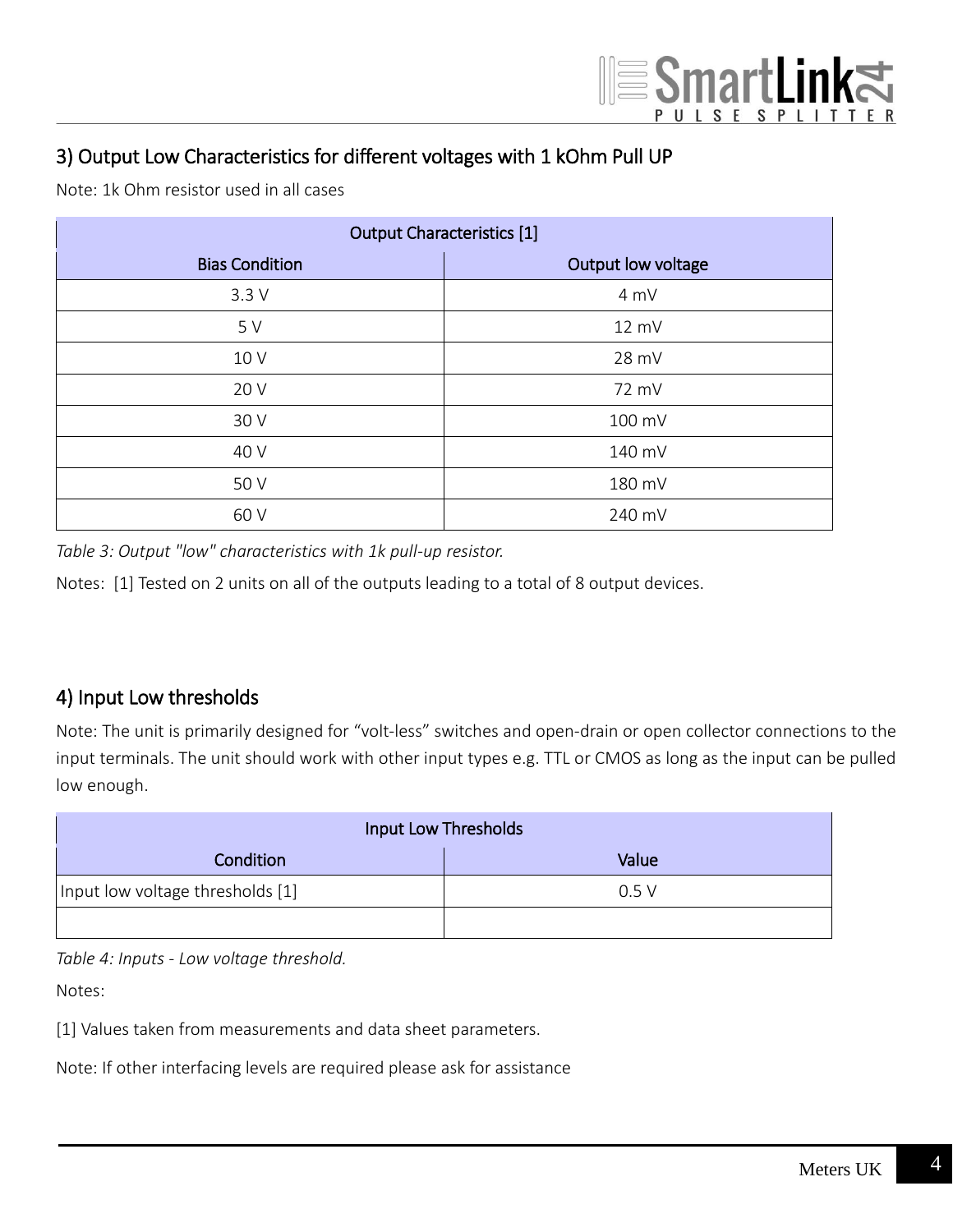## 3) Output Low Characteristics for different voltages with 1 kOhm Pull UP

Note: 1k Ohm resistor used in all cases

| Output Characteristics [1] | |
|---|---|
| **Bias Condition** | **Output low voltage** |
| 3.3 V | 4 mV |
| 5 V | 12 mV |
| 10 V | 28 mV |
| 20 V | 72 mV |
| 30 V | 100 mV |
| 40 V | 140 mV |
| 50 V | 180 mV |
| 60 V | 240 mV |

*Table 3: Output "low" characteristics with 1k pull-up resistor.*

Notes: [1] Tested on 2 units on all of the outputs leading to a total of 8 output devices.

## 4) Input Low thresholds

Note: The unit is primarily designed for "volt-less" switches and open-drain or open collector connections to the input terminals. The unit should work with other input types e.g. TTL or CMOS as long as the input can be pulled low enough.

| Input Low Thresholds | |
|---|---|
| **Condition** | **Value** |
| Input low voltage thresholds [1] | 0.5 V |
| | |

*Table 4: Inputs - Low voltage threshold.*

Notes:

[1] Values taken from measurements and data sheet parameters.

Note: If other interfacing levels are required please ask for assistance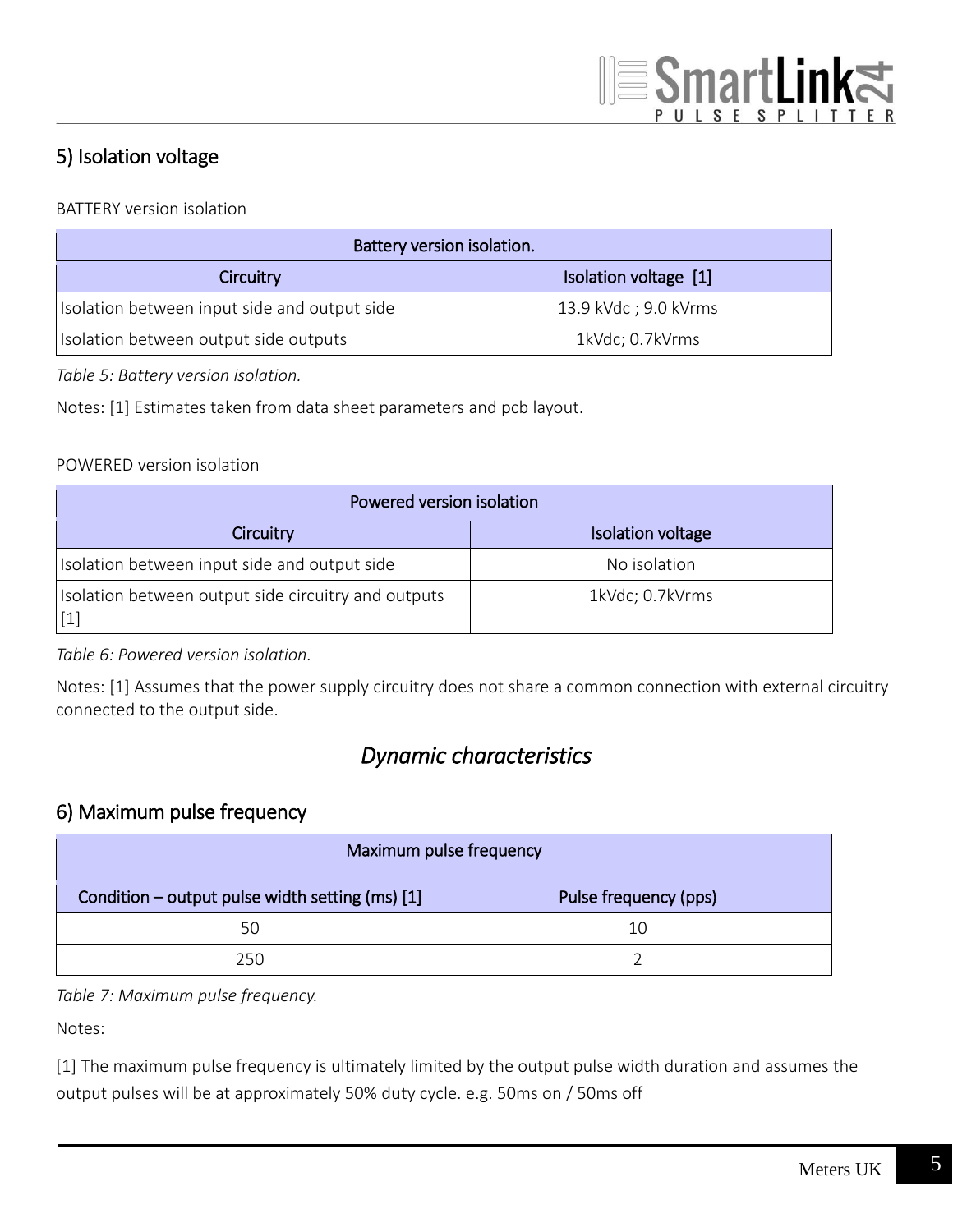## 5) Isolation voltage

BATTERY version isolation

| Battery version isolation. | |
|---|---|
| **Circuitry** | **Isolation voltage [1]** |
| Isolation between input side and output side | 13.9 kVdc ; 9.0 kVrms |
| Isolation between output side outputs | 1kVdc; 0.7kVrms |

*Table 5: Battery version isolation.*

Notes: [1] Estimates taken from data sheet parameters and pcb layout.

POWERED version isolation

| Powered version isolation | |
|---|---|
| **Circuitry** | **Isolation voltage** |
| Isolation between input side and output side | No isolation |
| Isolation between output side circuitry and outputs [1] | 1kVdc; 0.7kVrms |

*Table 6: Powered version isolation.*

Notes: [1] Assumes that the power supply circuitry does not share a common connection with external circuitry connected to the output side.

# *Dynamic characteristics*

## 6) Maximum pulse frequency

| Maximum pulse frequency | |
|---|---|
| **Condition – output pulse width setting (ms) [1]** | **Pulse frequency (pps)** |
| 50 | 10 |
| 250 | 2 |

*Table 7: Maximum pulse frequency.*

Notes:

[1] The maximum pulse frequency is ultimately limited by the output pulse width duration and assumes the output pulses will be at approximately 50% duty cycle. e.g. 50ms on / 50ms off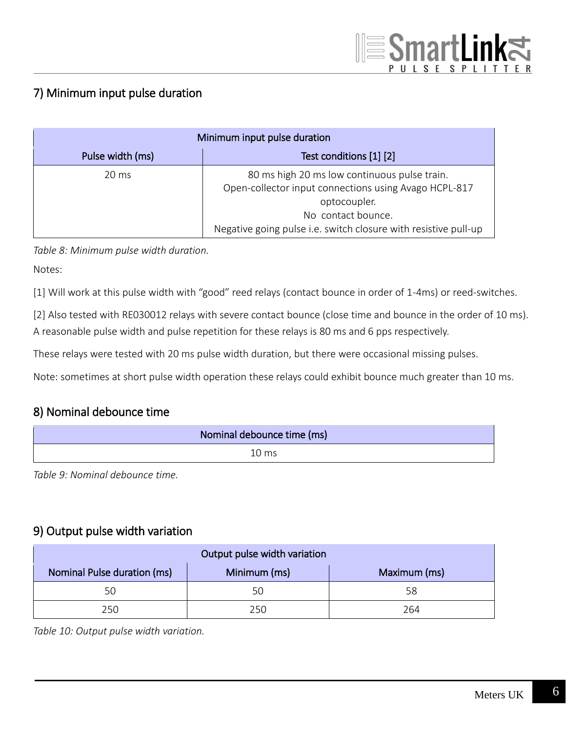## 7) Minimum input pulse duration

| Minimum input pulse duration | |
|---|---|
| **Pulse width (ms)** | **Test conditions [1] [2]** |
| 20 ms | 80 ms high 20 ms low continuous pulse train.<br>Open-collector input connections using Avago HCPL-817 optocoupler.<br>No contact bounce.<br>Negative going pulse i.e. switch closure with resistive pull-up |

*Table 8: Minimum pulse width duration.*

Notes:

[1] Will work at this pulse width with "good" reed relays (contact bounce in order of 1-4ms) or reed-switches.

[2] Also tested with RE030012 relays with severe contact bounce (close time and bounce in the order of 10 ms). A reasonable pulse width and pulse repetition for these relays is 80 ms and 6 pps respectively.

These relays were tested with 20 ms pulse width duration, but there were occasional missing pulses.

Note: sometimes at short pulse width operation these relays could exhibit bounce much greater than 10 ms.

## 8) Nominal debounce time

| Nominal debounce time (ms) |
|---|
| 10 ms |

*Table 9: Nominal debounce time.*

## 9) Output pulse width variation

| Output pulse width variation | | |
|---|---|---|
| **Nominal Pulse duration (ms)** | **Minimum (ms)** | **Maximum (ms)** |
| 50 | 50 | 58 |
| 250 | 250 | 264 |

*Table 10: Output pulse width variation.*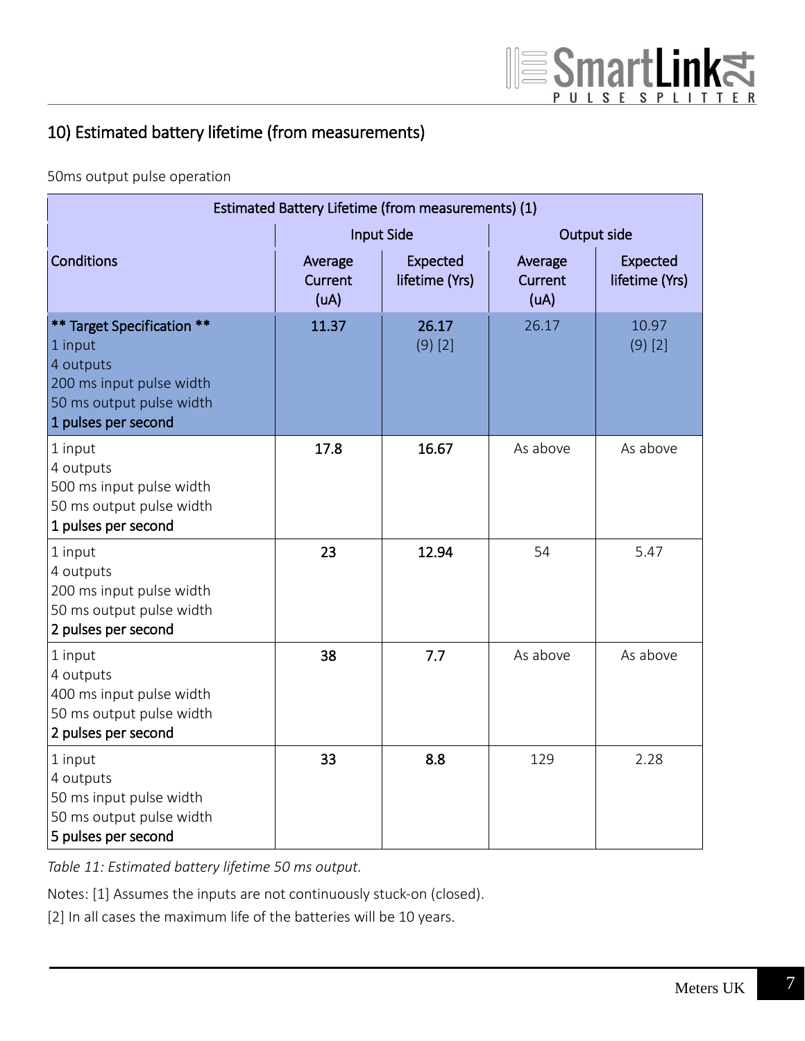## 10) Estimated battery lifetime (from measurements)

50ms output pulse operation

| Estimated Battery Lifetime (from measurements) (1) | | | | |
|---|---|---|---|---|
| | Input Side | | Output side | |
| Conditions | Average Current (uA) | Expected lifetime (Yrs) | Average Current (uA) | Expected lifetime (Yrs) |
| **\*\* Target Specification \*\***<br>1 input<br>4 outputs<br>200 ms input pulse width<br>50 ms output pulse width<br>**1 pulses per second** | **11.37** | **26.17**<br>(9) [2] | 26.17 | 10.97<br>(9) [2] |
| 1 input<br>4 outputs<br>500 ms input pulse width<br>50 ms output pulse width<br>**1 pulses per second** | **17.8** | **16.67** | As above | As above |
| 1 input<br>4 outputs<br>200 ms input pulse width<br>50 ms output pulse width<br>**2 pulses per second** | **23** | **12.94** | 54 | 5.47 |
| 1 input<br>4 outputs<br>400 ms input pulse width<br>50 ms output pulse width<br>**2 pulses per second** | **38** | **7.7** | As above | As above |
| 1 input<br>4 outputs<br>50 ms input pulse width<br>50 ms output pulse width<br>**5 pulses per second** | **33** | **8.8** | 129 | 2.28 |

*Table 11: Estimated battery lifetime 50 ms output.*

Notes: [1] Assumes the inputs are not continuously stuck-on (closed).

[2] In all cases the maximum life of the batteries will be 10 years.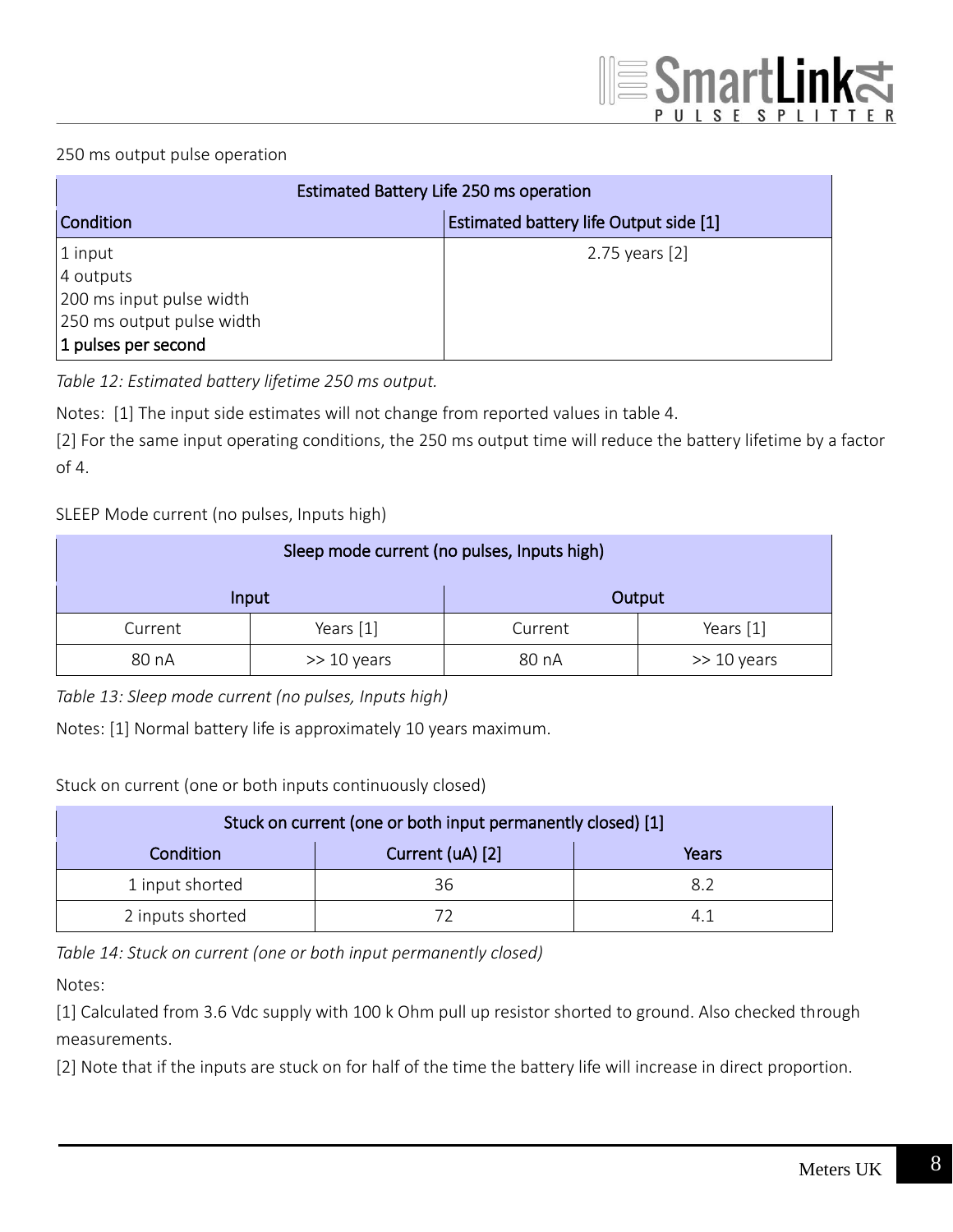250 ms output pulse operation

| Estimated Battery Life 250 ms operation | |
|---|---|
| **Condition** | **Estimated battery life Output side [1]** |
| 1 input<br>4 outputs<br>200 ms input pulse width<br>250 ms output pulse width<br>1 pulses per second | 2.75 years [2] |

*Table 12: Estimated battery lifetime 250 ms output.*

Notes: [1] The input side estimates will not change from reported values in table 4.

[2] For the same input operating conditions, the 250 ms output time will reduce the battery lifetime by a factor of 4.

SLEEP Mode current (no pulses, Inputs high)

| Sleep mode current (no pulses, Inputs high) | | | |
|---|---|---|---|
| Input | | Output | |
| Current | Years [1] | Current | Years [1] |
| 80 nA | >> 10 years | 80 nA | >> 10 years |

*Table 13: Sleep mode current (no pulses, Inputs high)*

Notes: [1] Normal battery life is approximately 10 years maximum.

Stuck on current (one or both inputs continuously closed)

| Stuck on current (one or both input permanently closed) [1] | | |
|---|---|---|
| **Condition** | **Current (uA) [2]** | **Years** |
| 1 input shorted | 36 | 8.2 |
| 2 inputs shorted | 72 | 4.1 |

*Table 14: Stuck on current (one or both input permanently closed)*

Notes:

[1] Calculated from 3.6 Vdc supply with 100 k Ohm pull up resistor shorted to ground. Also checked through measurements.

[2] Note that if the inputs are stuck on for half of the time the battery life will increase in direct proportion.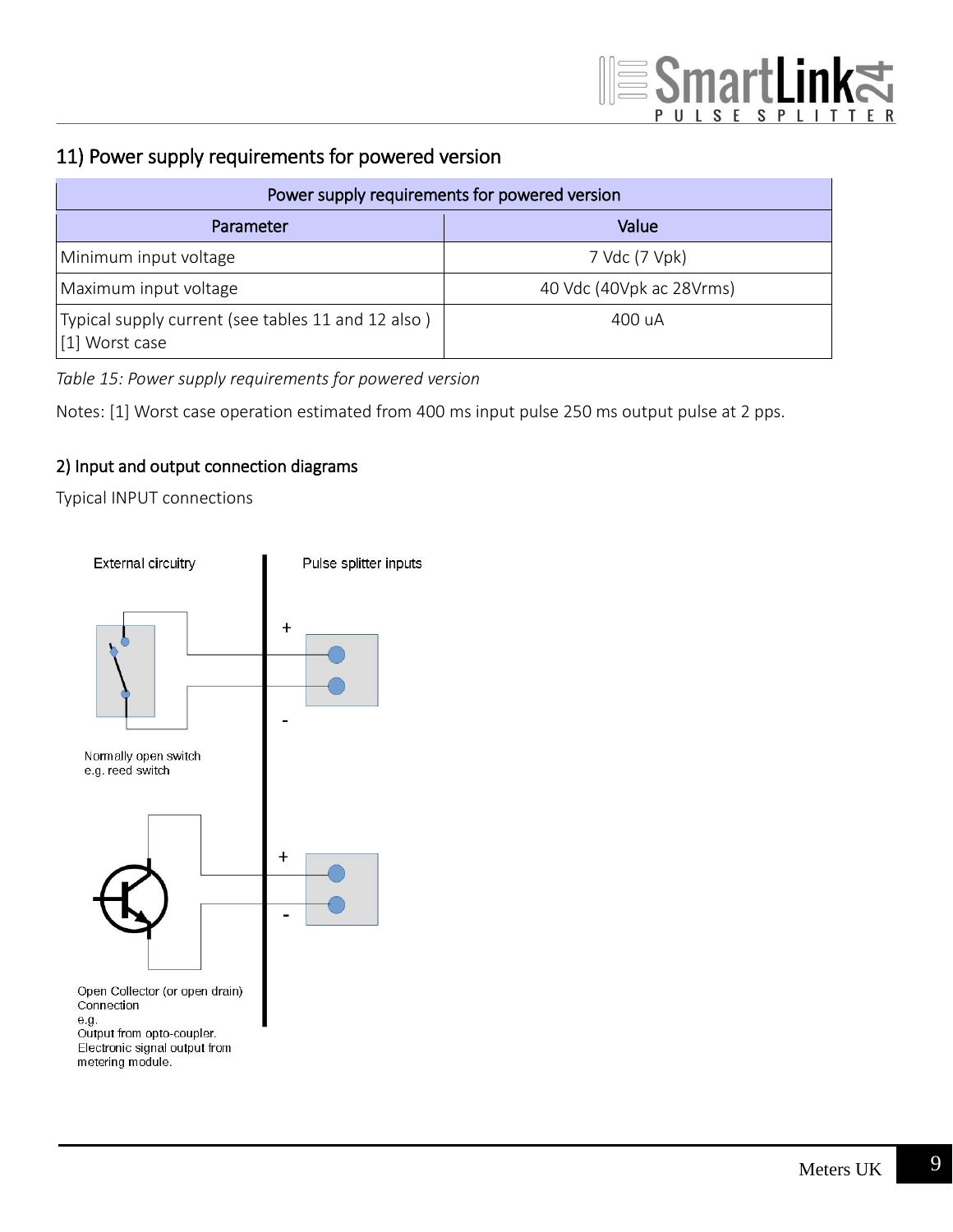## 11) Power supply requirements for powered version

| Power supply requirements for powered version | |
|---|---|
| **Parameter** | **Value** |
| Minimum input voltage | 7 Vdc (7 Vpk) |
| Maximum input voltage | 40 Vdc (40Vpk ac 28Vrms) |
| Typical supply current (see tables 11 and 12 also ) [1] Worst case | 400 uA |

*Table 15: Power supply requirements for powered version*

Notes: [1] Worst case operation estimated from 400 ms input pulse 250 ms output pulse at 2 pps.

### 2) Input and output connection diagrams

Typical INPUT connections

External circuitry

Pulse splitter inputs

+

-

Normally open switch
e.g. reed switch

+

-

Open Collector (or open drain) Connection
e.g.
Output from opto-coupler.
Electronic signal output from metering module.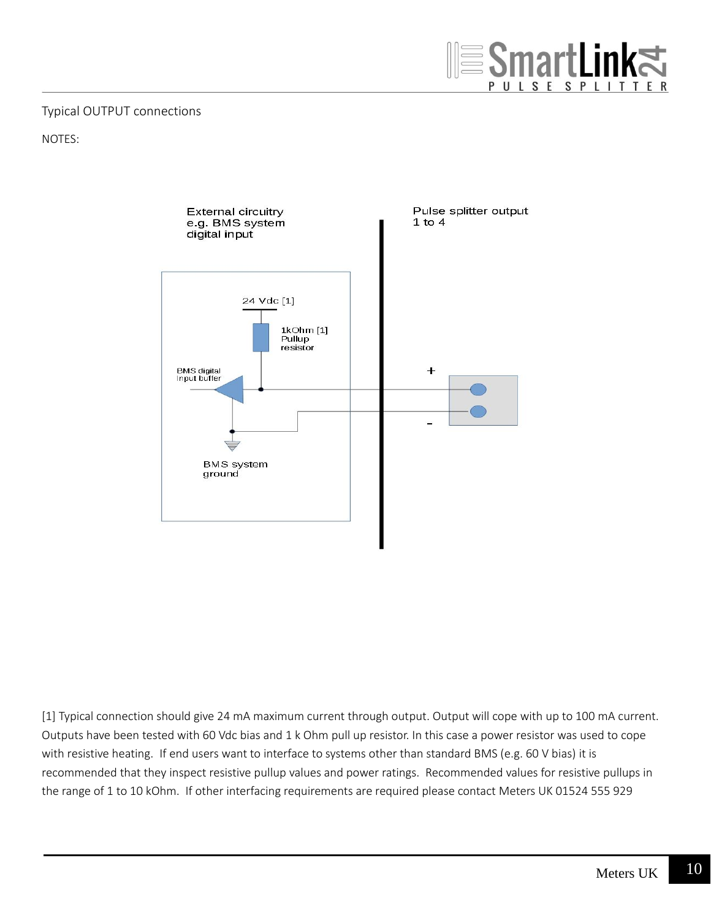Typical OUTPUT connections

NOTES:

External circuitry
e.g. BMS system
digital input

Pulse splitter output
1 to 4

24 Vdc [1]

1kOhm [1]
Pullup
resistor

BMS digital
Input buffer

+

-

BMS system
ground

[1] Typical connection should give 24 mA maximum current through output. Output will cope with up to 100 mA current. Outputs have been tested with 60 Vdc bias and 1 k Ohm pull up resistor. In this case a power resistor was used to cope with resistive heating. If end users want to interface to systems other than standard BMS (e.g. 60 V bias) it is recommended that they inspect resistive pullup values and power ratings. Recommended values for resistive pullups in the range of 1 to 10 kOhm. If other interfacing requirements are required please contact Meters UK 01524 555 929